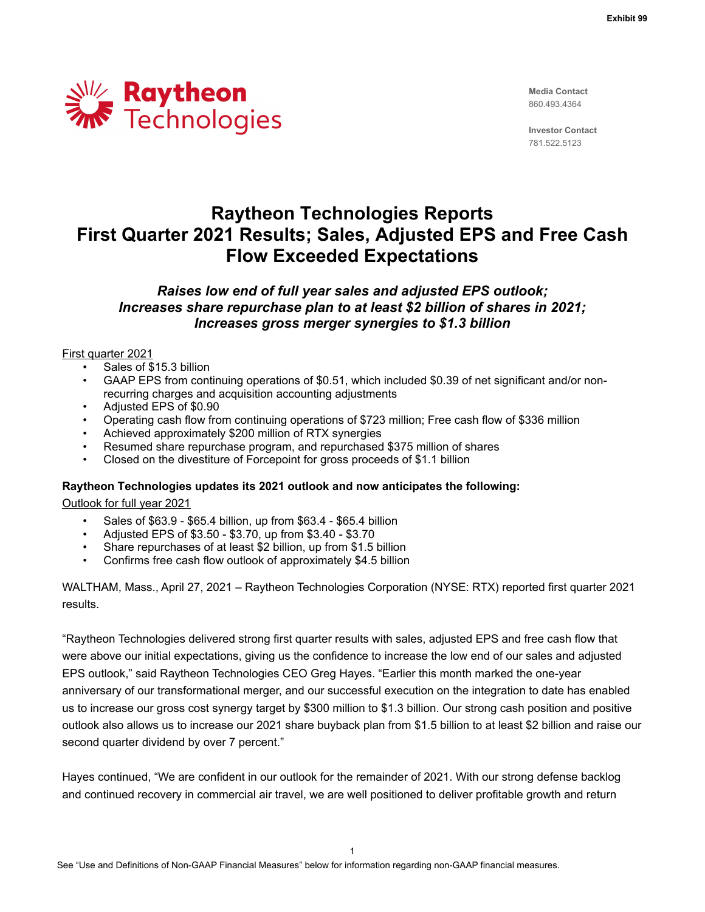Exhibit 99

**Raytheon Technologies**

**Media Contact**
860.493.4364

**Investor Contact**
781.522.5123

# Raytheon Technologies Reports First Quarter 2021 Results; Sales, Adjusted EPS and Free Cash Flow Exceeded Expectations

### *Raises low end of full year sales and adjusted EPS outlook; Increases share repurchase plan to at least $2 billion of shares in 2021; Increases gross merger synergies to $1.3 billion*

First quarter 2021

- Sales of $15.3 billion
- GAAP EPS from continuing operations of $0.51, which included $0.39 of net significant and/or non-recurring charges and acquisition accounting adjustments
- Adjusted EPS of $0.90
- Operating cash flow from continuing operations of $723 million; Free cash flow of $336 million
- Achieved approximately $200 million of RTX synergies
- Resumed share repurchase program, and repurchased $375 million of shares
- Closed on the divestiture of Forcepoint for gross proceeds of $1.1 billion

**Raytheon Technologies updates its 2021 outlook and now anticipates the following:**

Outlook for full year 2021

- Sales of $63.9 - $65.4 billion, up from $63.4 - $65.4 billion
- Adjusted EPS of $3.50 - $3.70, up from $3.40 - $3.70
- Share repurchases of at least $2 billion, up from $1.5 billion
- Confirms free cash flow outlook of approximately $4.5 billion

WALTHAM, Mass., April 27, 2021 – Raytheon Technologies Corporation (NYSE: RTX) reported first quarter 2021 results.

"Raytheon Technologies delivered strong first quarter results with sales, adjusted EPS and free cash flow that were above our initial expectations, giving us the confidence to increase the low end of our sales and adjusted EPS outlook," said Raytheon Technologies CEO Greg Hayes. "Earlier this month marked the one-year anniversary of our transformational merger, and our successful execution on the integration to date has enabled us to increase our gross cost synergy target by $300 million to $1.3 billion. Our strong cash position and positive outlook also allows us to increase our 2021 share buyback plan from $1.5 billion to at least $2 billion and raise our second quarter dividend by over 7 percent."

Hayes continued, "We are confident in our outlook for the remainder of 2021. With our strong defense backlog and continued recovery in commercial air travel, we are well positioned to deliver profitable growth and return

See "Use and Definitions of Non-GAAP Financial Measures" below for information regarding non-GAAP financial measures.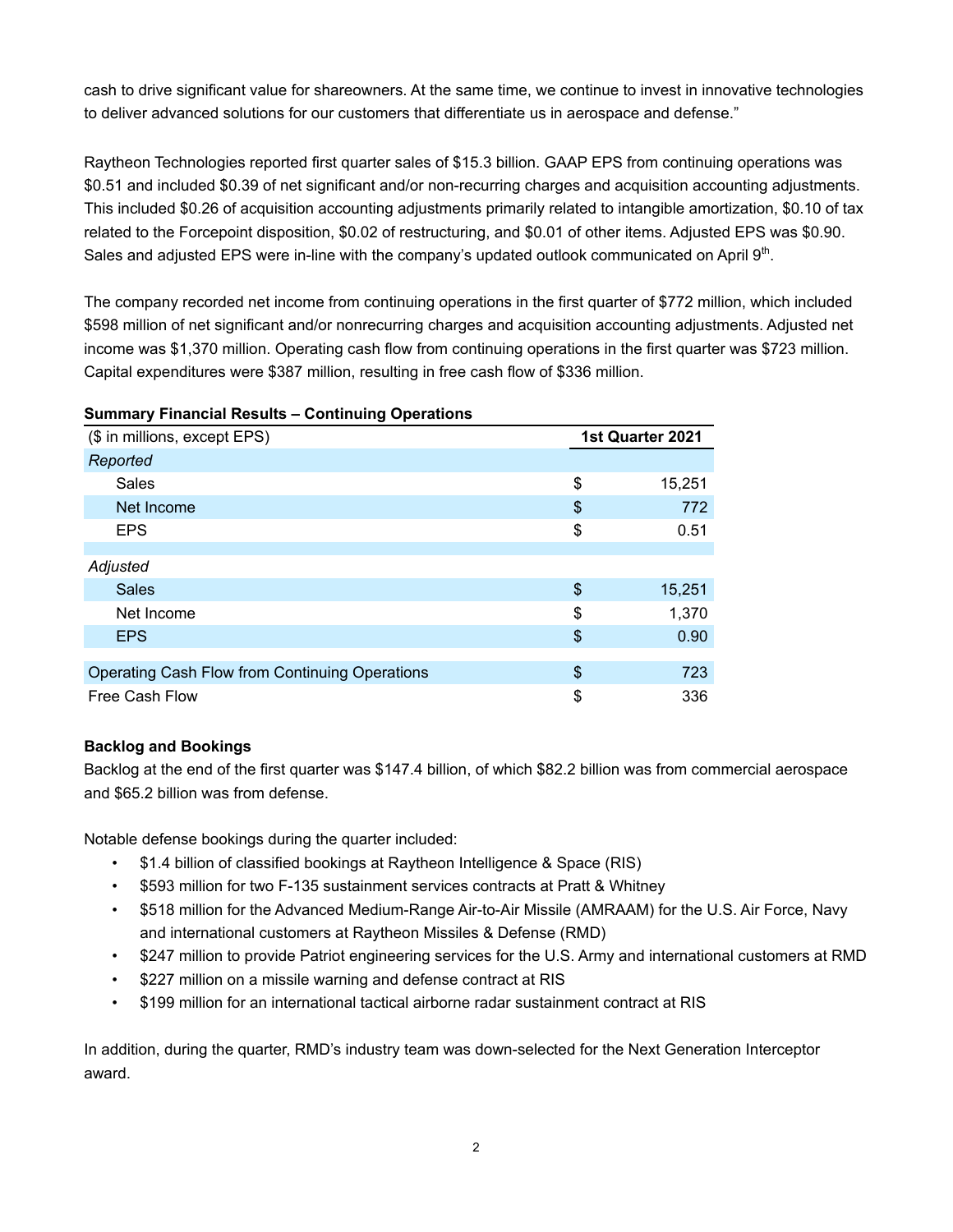cash to drive significant value for shareowners. At the same time, we continue to invest in innovative technologies to deliver advanced solutions for our customers that differentiate us in aerospace and defense."

Raytheon Technologies reported first quarter sales of $15.3 billion. GAAP EPS from continuing operations was $0.51 and included $0.39 of net significant and/or non-recurring charges and acquisition accounting adjustments. This included $0.26 of acquisition accounting adjustments primarily related to intangible amortization, $0.10 of tax related to the Forcepoint disposition, $0.02 of restructuring, and $0.01 of other items. Adjusted EPS was $0.90. Sales and adjusted EPS were in-line with the company's updated outlook communicated on April 9th.

The company recorded net income from continuing operations in the first quarter of $772 million, which included $598 million of net significant and/or nonrecurring charges and acquisition accounting adjustments. Adjusted net income was $1,370 million. Operating cash flow from continuing operations in the first quarter was $723 million. Capital expenditures were $387 million, resulting in free cash flow of $336 million.

**Summary Financial Results – Continuing Operations**

| ($ in millions, except EPS) | 1st Quarter 2021 |
|---|---|
| *Reported* | |
| Sales | $ 15,251 |
| Net Income | $ 772 |
| EPS | $ 0.51 |
| | |
| *Adjusted* | |
| Sales | $ 15,251 |
| Net Income | $ 1,370 |
| EPS | $ 0.90 |
| | |
| Operating Cash Flow from Continuing Operations | $ 723 |
| Free Cash Flow | $ 336 |

**Backlog and Bookings**

Backlog at the end of the first quarter was $147.4 billion, of which $82.2 billion was from commercial aerospace and $65.2 billion was from defense.

Notable defense bookings during the quarter included:

- $1.4 billion of classified bookings at Raytheon Intelligence & Space (RIS)
- $593 million for two F-135 sustainment services contracts at Pratt & Whitney
- $518 million for the Advanced Medium-Range Air-to-Air Missile (AMRAAM) for the U.S. Air Force, Navy and international customers at Raytheon Missiles & Defense (RMD)
- $247 million to provide Patriot engineering services for the U.S. Army and international customers at RMD
- $227 million on a missile warning and defense contract at RIS
- $199 million for an international tactical airborne radar sustainment contract at RIS

In addition, during the quarter, RMD's industry team was down-selected for the Next Generation Interceptor award.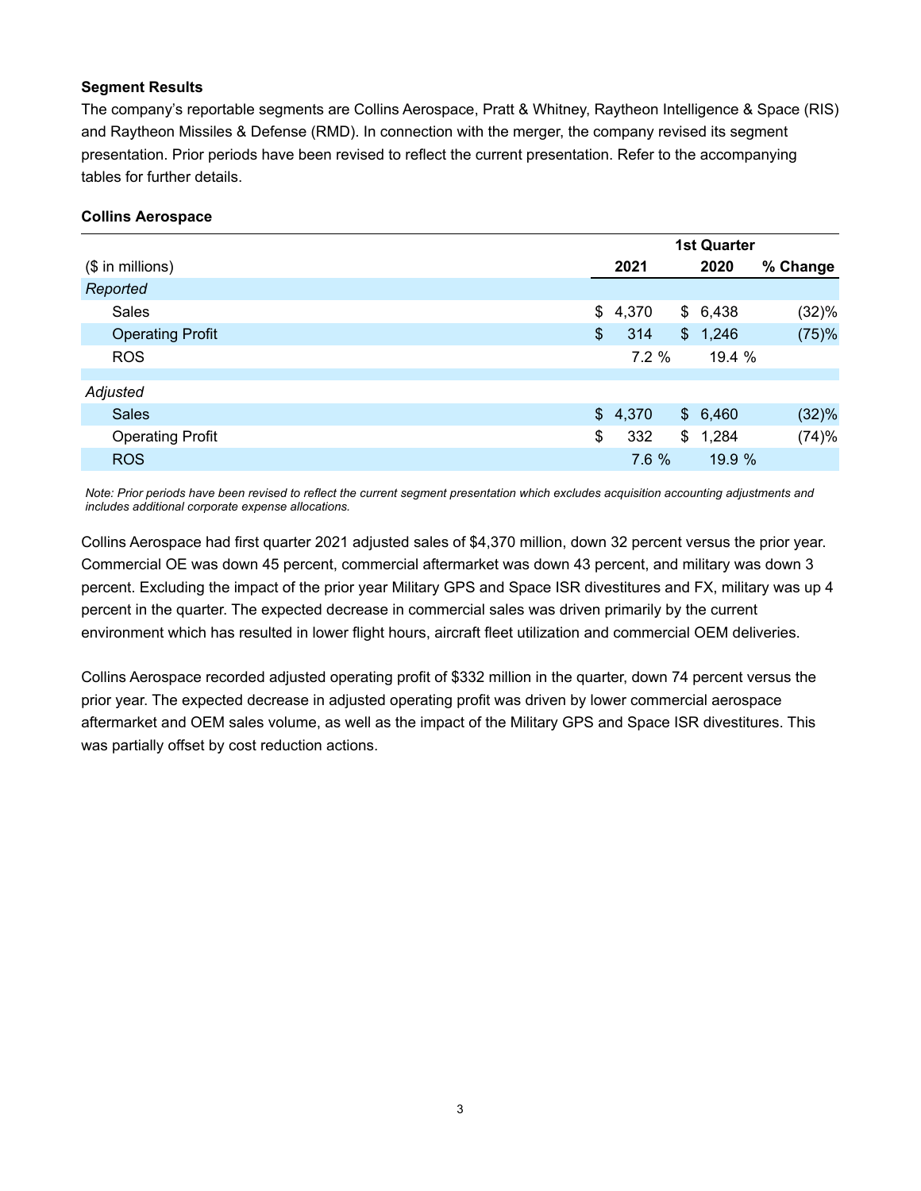### Segment Results

The company's reportable segments are Collins Aerospace, Pratt & Whitney, Raytheon Intelligence & Space (RIS) and Raytheon Missiles & Defense (RMD). In connection with the merger, the company revised its segment presentation. Prior periods have been revised to reflect the current presentation. Refer to the accompanying tables for further details.

### Collins Aerospace

| | 1st Quarter | | |
|---|---|---|---|
| ($ in millions) | 2021 | 2020 | % Change |
| *Reported* | | | |
| Sales | $ 4,370 | $ 6,438 | (32)% |
| Operating Profit | $ 314 | $ 1,246 | (75)% |
| ROS | 7.2 % | 19.4 % | |
| *Adjusted* | | | |
| Sales | $ 4,370 | $ 6,460 | (32)% |
| Operating Profit | $ 332 | $ 1,284 | (74)% |
| ROS | 7.6 % | 19.9 % | |

*Note: Prior periods have been revised to reflect the current segment presentation which excludes acquisition accounting adjustments and includes additional corporate expense allocations.*

Collins Aerospace had first quarter 2021 adjusted sales of $4,370 million, down 32 percent versus the prior year. Commercial OE was down 45 percent, commercial aftermarket was down 43 percent, and military was down 3 percent. Excluding the impact of the prior year Military GPS and Space ISR divestitures and FX, military was up 4 percent in the quarter. The expected decrease in commercial sales was driven primarily by the current environment which has resulted in lower flight hours, aircraft fleet utilization and commercial OEM deliveries.

Collins Aerospace recorded adjusted operating profit of $332 million in the quarter, down 74 percent versus the prior year. The expected decrease in adjusted operating profit was driven by lower commercial aerospace aftermarket and OEM sales volume, as well as the impact of the Military GPS and Space ISR divestitures. This was partially offset by cost reduction actions.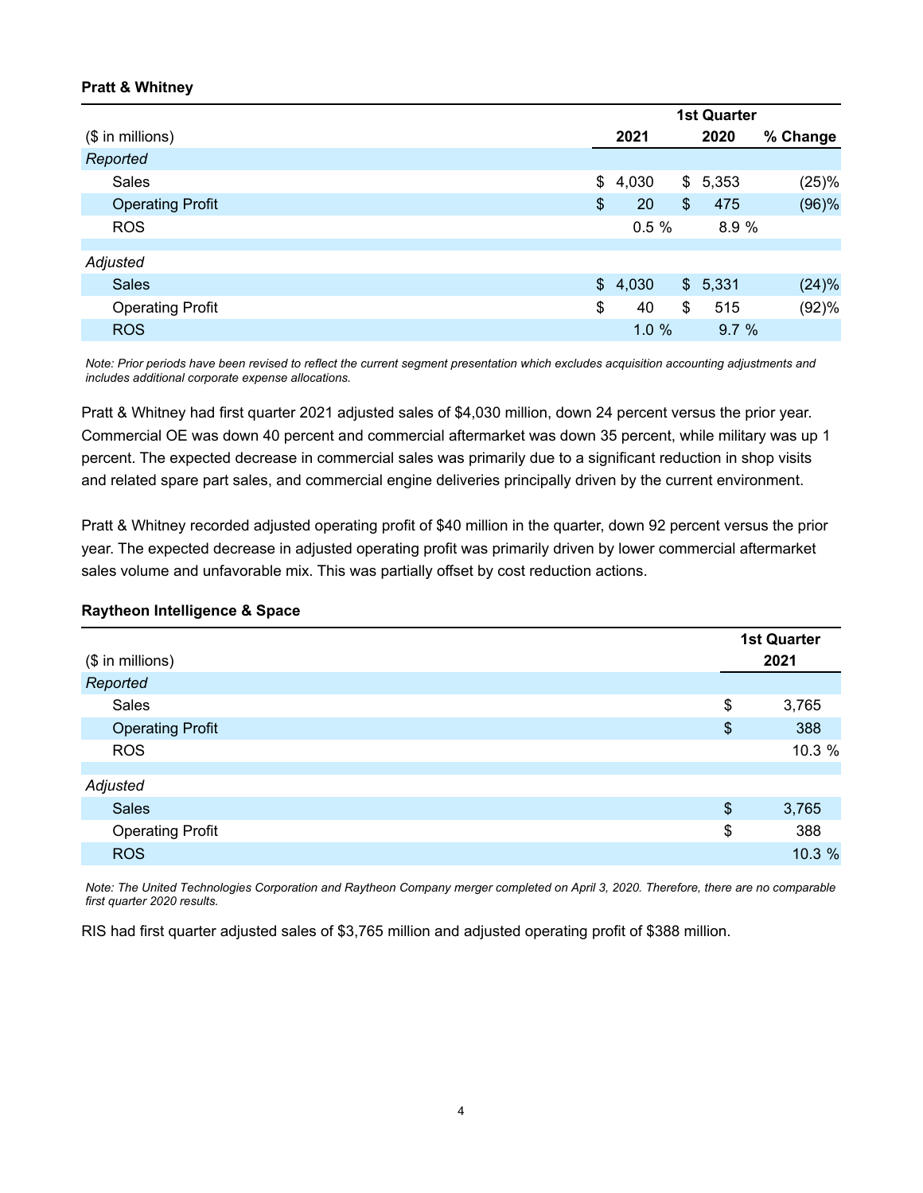**Pratt & Whitney**

| ($ in millions) | 1st Quarter 2021 | 1st Quarter 2020 | % Change |
|---|---|---|---|
| *Reported* | | | |
| Sales | $ 4,030 | $ 5,353 | (25)% |
| Operating Profit | $ 20 | $ 475 | (96)% |
| ROS | 0.5 % | 8.9 % | |
| | | | |
| *Adjusted* | | | |
| Sales | $ 4,030 | $ 5,331 | (24)% |
| Operating Profit | $ 40 | $ 515 | (92)% |
| ROS | 1.0 % | 9.7 % | |

*Note: Prior periods have been revised to reflect the current segment presentation which excludes acquisition accounting adjustments and includes additional corporate expense allocations.*

Pratt & Whitney had first quarter 2021 adjusted sales of $4,030 million, down 24 percent versus the prior year. Commercial OE was down 40 percent and commercial aftermarket was down 35 percent, while military was up 1 percent. The expected decrease in commercial sales was primarily due to a significant reduction in shop visits and related spare part sales, and commercial engine deliveries principally driven by the current environment.

Pratt & Whitney recorded adjusted operating profit of $40 million in the quarter, down 92 percent versus the prior year. The expected decrease in adjusted operating profit was primarily driven by lower commercial aftermarket sales volume and unfavorable mix. This was partially offset by cost reduction actions.

**Raytheon Intelligence & Space**

| ($ in millions) | 1st Quarter 2021 |
|---|---|
| *Reported* | |
| Sales | $ 3,765 |
| Operating Profit | $ 388 |
| ROS | 10.3 % |
| | |
| *Adjusted* | |
| Sales | $ 3,765 |
| Operating Profit | $ 388 |
| ROS | 10.3 % |

*Note: The United Technologies Corporation and Raytheon Company merger completed on April 3, 2020. Therefore, there are no comparable first quarter 2020 results.*

RIS had first quarter adjusted sales of $3,765 million and adjusted operating profit of $388 million.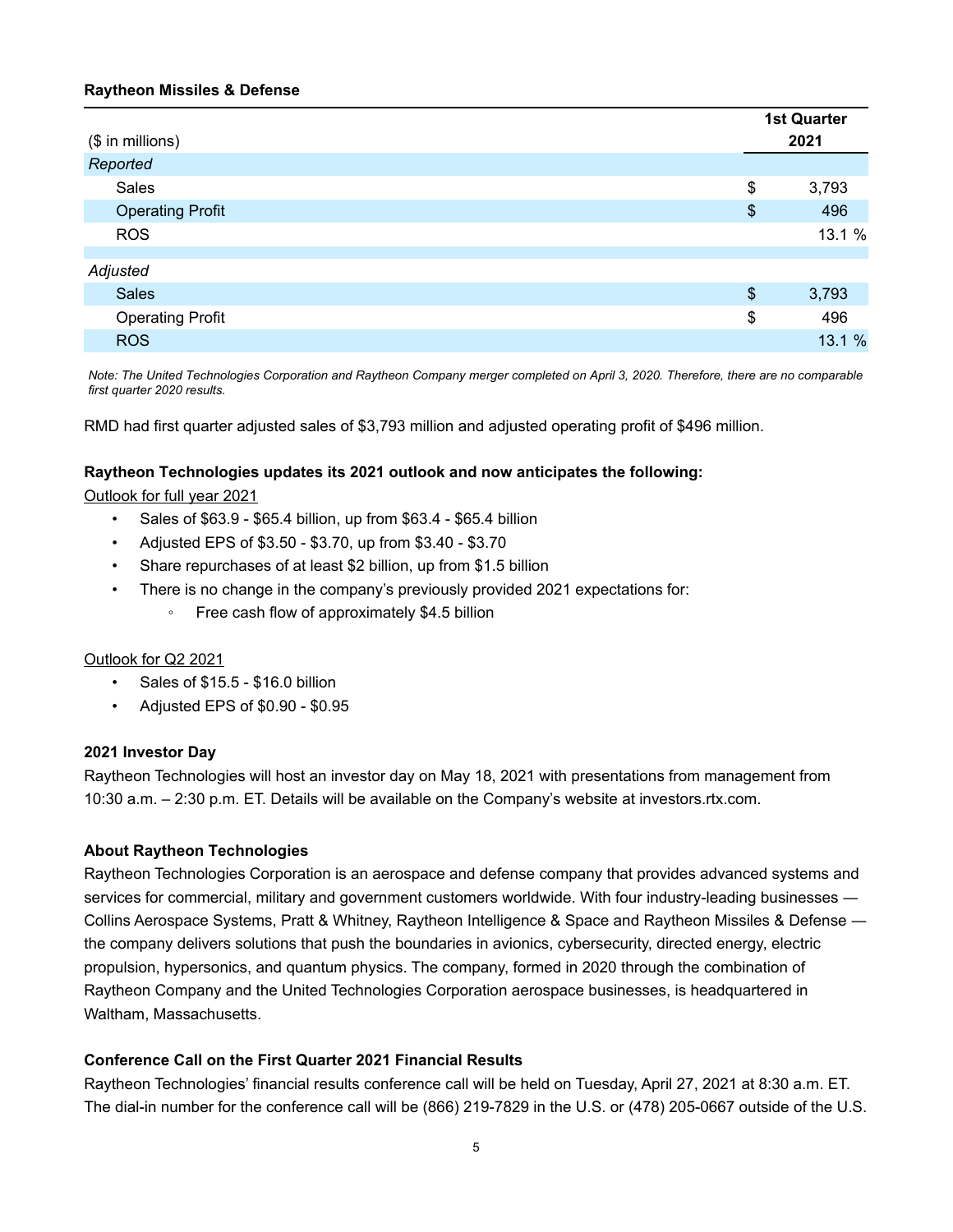**Raytheon Missiles & Defense**

| ($ in millions) | 1st Quarter 2021 |
|---|---|
| *Reported* | |
| Sales | $ 3,793 |
| Operating Profit | $ 496 |
| ROS | 13.1 % |
| | |
| *Adjusted* | |
| Sales | $ 3,793 |
| Operating Profit | $ 496 |
| ROS | 13.1 % |

*Note: The United Technologies Corporation and Raytheon Company merger completed on April 3, 2020. Therefore, there are no comparable first quarter 2020 results.*

RMD had first quarter adjusted sales of $3,793 million and adjusted operating profit of $496 million.

**Raytheon Technologies updates its 2021 outlook and now anticipates the following:**

Outlook for full year 2021

- Sales of $63.9 - $65.4 billion, up from $63.4 - $65.4 billion
- Adjusted EPS of $3.50 - $3.70, up from $3.40 - $3.70
- Share repurchases of at least $2 billion, up from $1.5 billion
- There is no change in the company's previously provided 2021 expectations for:
  - Free cash flow of approximately $4.5 billion

Outlook for Q2 2021

- Sales of $15.5 - $16.0 billion
- Adjusted EPS of $0.90 - $0.95

**2021 Investor Day**

Raytheon Technologies will host an investor day on May 18, 2021 with presentations from management from 10:30 a.m. – 2:30 p.m. ET. Details will be available on the Company's website at investors.rtx.com.

**About Raytheon Technologies**

Raytheon Technologies Corporation is an aerospace and defense company that provides advanced systems and services for commercial, military and government customers worldwide. With four industry-leading businesses — Collins Aerospace Systems, Pratt & Whitney, Raytheon Intelligence & Space and Raytheon Missiles & Defense — the company delivers solutions that push the boundaries in avionics, cybersecurity, directed energy, electric propulsion, hypersonics, and quantum physics. The company, formed in 2020 through the combination of Raytheon Company and the United Technologies Corporation aerospace businesses, is headquartered in Waltham, Massachusetts.

**Conference Call on the First Quarter 2021 Financial Results**

Raytheon Technologies' financial results conference call will be held on Tuesday, April 27, 2021 at 8:30 a.m. ET. The dial-in number for the conference call will be (866) 219-7829 in the U.S. or (478) 205-0667 outside of the U.S.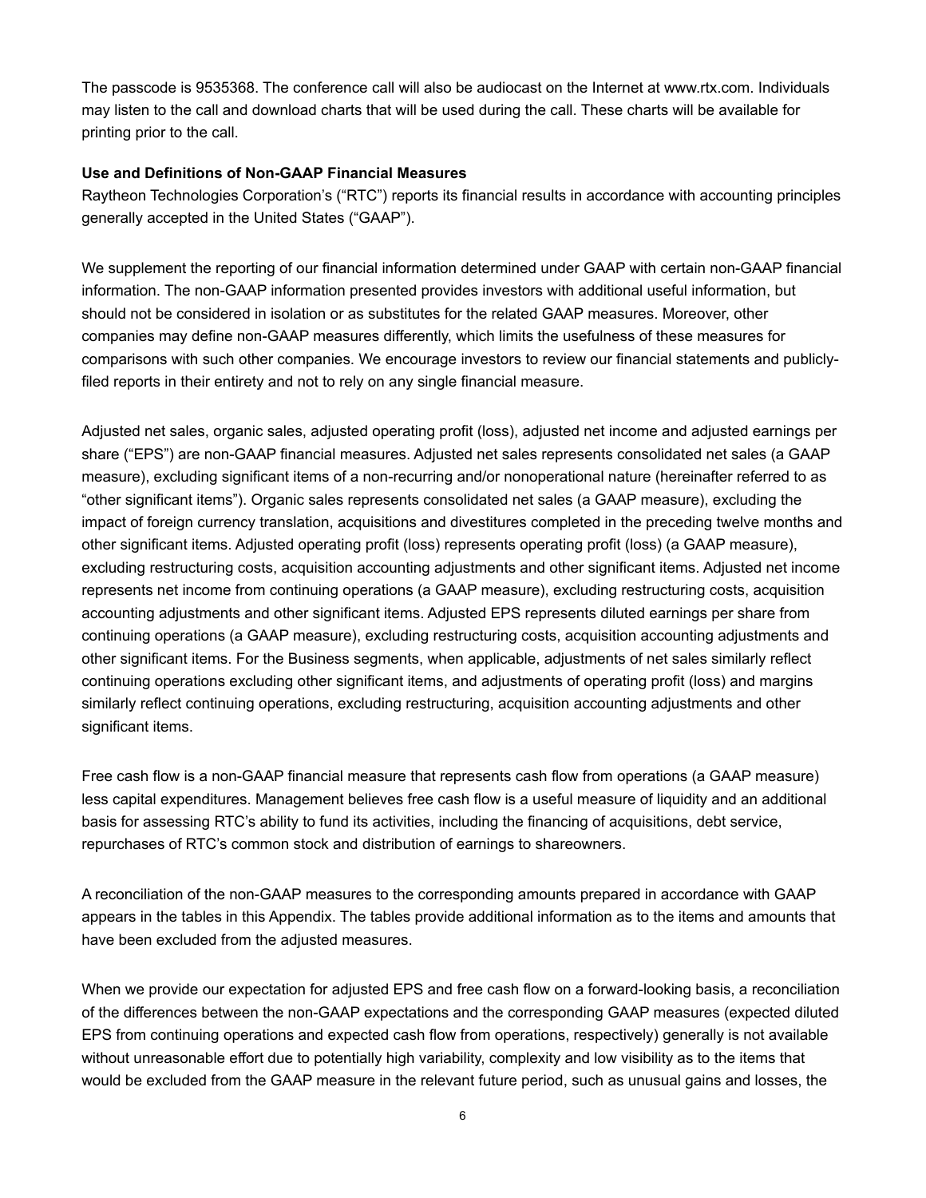The passcode is 9535368. The conference call will also be audiocast on the Internet at www.rtx.com. Individuals may listen to the call and download charts that will be used during the call. These charts will be available for printing prior to the call.

**Use and Definitions of Non-GAAP Financial Measures**

Raytheon Technologies Corporation's ("RTC") reports its financial results in accordance with accounting principles generally accepted in the United States ("GAAP").

We supplement the reporting of our financial information determined under GAAP with certain non-GAAP financial information. The non-GAAP information presented provides investors with additional useful information, but should not be considered in isolation or as substitutes for the related GAAP measures. Moreover, other companies may define non-GAAP measures differently, which limits the usefulness of these measures for comparisons with such other companies. We encourage investors to review our financial statements and publicly-filed reports in their entirety and not to rely on any single financial measure.

Adjusted net sales, organic sales, adjusted operating profit (loss), adjusted net income and adjusted earnings per share ("EPS") are non-GAAP financial measures. Adjusted net sales represents consolidated net sales (a GAAP measure), excluding significant items of a non-recurring and/or nonoperational nature (hereinafter referred to as "other significant items"). Organic sales represents consolidated net sales (a GAAP measure), excluding the impact of foreign currency translation, acquisitions and divestitures completed in the preceding twelve months and other significant items. Adjusted operating profit (loss) represents operating profit (loss) (a GAAP measure), excluding restructuring costs, acquisition accounting adjustments and other significant items. Adjusted net income represents net income from continuing operations (a GAAP measure), excluding restructuring costs, acquisition accounting adjustments and other significant items. Adjusted EPS represents diluted earnings per share from continuing operations (a GAAP measure), excluding restructuring costs, acquisition accounting adjustments and other significant items. For the Business segments, when applicable, adjustments of net sales similarly reflect continuing operations excluding other significant items, and adjustments of operating profit (loss) and margins similarly reflect continuing operations, excluding restructuring, acquisition accounting adjustments and other significant items.

Free cash flow is a non-GAAP financial measure that represents cash flow from operations (a GAAP measure) less capital expenditures. Management believes free cash flow is a useful measure of liquidity and an additional basis for assessing RTC's ability to fund its activities, including the financing of acquisitions, debt service, repurchases of RTC's common stock and distribution of earnings to shareowners.

A reconciliation of the non-GAAP measures to the corresponding amounts prepared in accordance with GAAP appears in the tables in this Appendix. The tables provide additional information as to the items and amounts that have been excluded from the adjusted measures.

When we provide our expectation for adjusted EPS and free cash flow on a forward-looking basis, a reconciliation of the differences between the non-GAAP expectations and the corresponding GAAP measures (expected diluted EPS from continuing operations and expected cash flow from operations, respectively) generally is not available without unreasonable effort due to potentially high variability, complexity and low visibility as to the items that would be excluded from the GAAP measure in the relevant future period, such as unusual gains and losses, the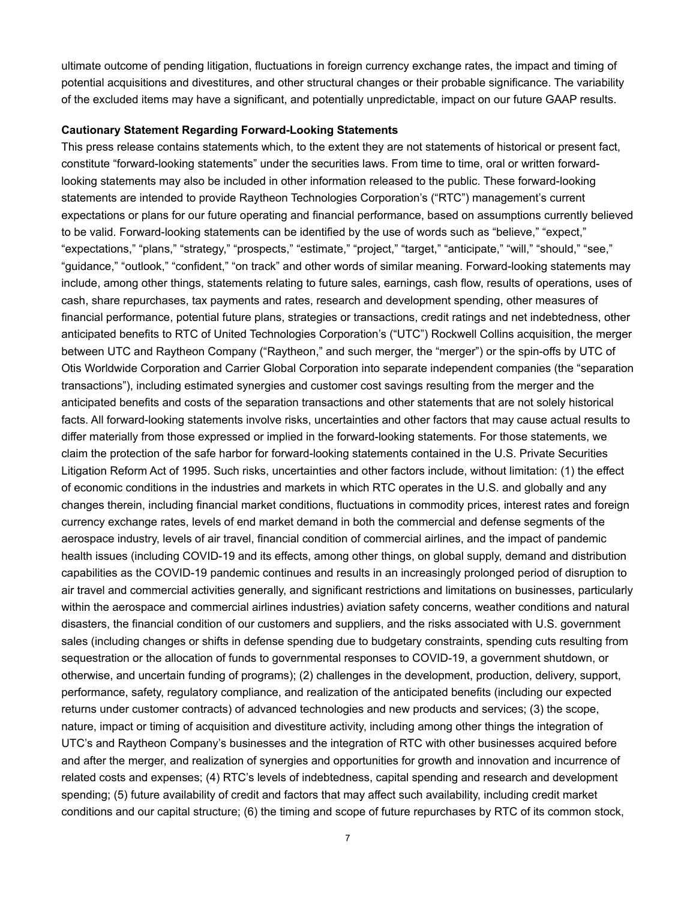ultimate outcome of pending litigation, fluctuations in foreign currency exchange rates, the impact and timing of potential acquisitions and divestitures, and other structural changes or their probable significance. The variability of the excluded items may have a significant, and potentially unpredictable, impact on our future GAAP results.

**Cautionary Statement Regarding Forward-Looking Statements**

This press release contains statements which, to the extent they are not statements of historical or present fact, constitute "forward-looking statements" under the securities laws. From time to time, oral or written forward-looking statements may also be included in other information released to the public. These forward-looking statements are intended to provide Raytheon Technologies Corporation's ("RTC") management's current expectations or plans for our future operating and financial performance, based on assumptions currently believed to be valid. Forward-looking statements can be identified by the use of words such as "believe," "expect," "expectations," "plans," "strategy," "prospects," "estimate," "project," "target," "anticipate," "will," "should," "see," "guidance," "outlook," "confident," "on track" and other words of similar meaning. Forward-looking statements may include, among other things, statements relating to future sales, earnings, cash flow, results of operations, uses of cash, share repurchases, tax payments and rates, research and development spending, other measures of financial performance, potential future plans, strategies or transactions, credit ratings and net indebtedness, other anticipated benefits to RTC of United Technologies Corporation's ("UTC") Rockwell Collins acquisition, the merger between UTC and Raytheon Company ("Raytheon," and such merger, the "merger") or the spin-offs by UTC of Otis Worldwide Corporation and Carrier Global Corporation into separate independent companies (the "separation transactions"), including estimated synergies and customer cost savings resulting from the merger and the anticipated benefits and costs of the separation transactions and other statements that are not solely historical facts. All forward-looking statements involve risks, uncertainties and other factors that may cause actual results to differ materially from those expressed or implied in the forward-looking statements. For those statements, we claim the protection of the safe harbor for forward-looking statements contained in the U.S. Private Securities Litigation Reform Act of 1995. Such risks, uncertainties and other factors include, without limitation: (1) the effect of economic conditions in the industries and markets in which RTC operates in the U.S. and globally and any changes therein, including financial market conditions, fluctuations in commodity prices, interest rates and foreign currency exchange rates, levels of end market demand in both the commercial and defense segments of the aerospace industry, levels of air travel, financial condition of commercial airlines, and the impact of pandemic health issues (including COVID-19 and its effects, among other things, on global supply, demand and distribution capabilities as the COVID-19 pandemic continues and results in an increasingly prolonged period of disruption to air travel and commercial activities generally, and significant restrictions and limitations on businesses, particularly within the aerospace and commercial airlines industries) aviation safety concerns, weather conditions and natural disasters, the financial condition of our customers and suppliers, and the risks associated with U.S. government sales (including changes or shifts in defense spending due to budgetary constraints, spending cuts resulting from sequestration or the allocation of funds to governmental responses to COVID-19, a government shutdown, or otherwise, and uncertain funding of programs); (2) challenges in the development, production, delivery, support, performance, safety, regulatory compliance, and realization of the anticipated benefits (including our expected returns under customer contracts) of advanced technologies and new products and services; (3) the scope, nature, impact or timing of acquisition and divestiture activity, including among other things the integration of UTC's and Raytheon Company's businesses and the integration of RTC with other businesses acquired before and after the merger, and realization of synergies and opportunities for growth and innovation and incurrence of related costs and expenses; (4) RTC's levels of indebtedness, capital spending and research and development spending; (5) future availability of credit and factors that may affect such availability, including credit market conditions and our capital structure; (6) the timing and scope of future repurchases by RTC of its common stock,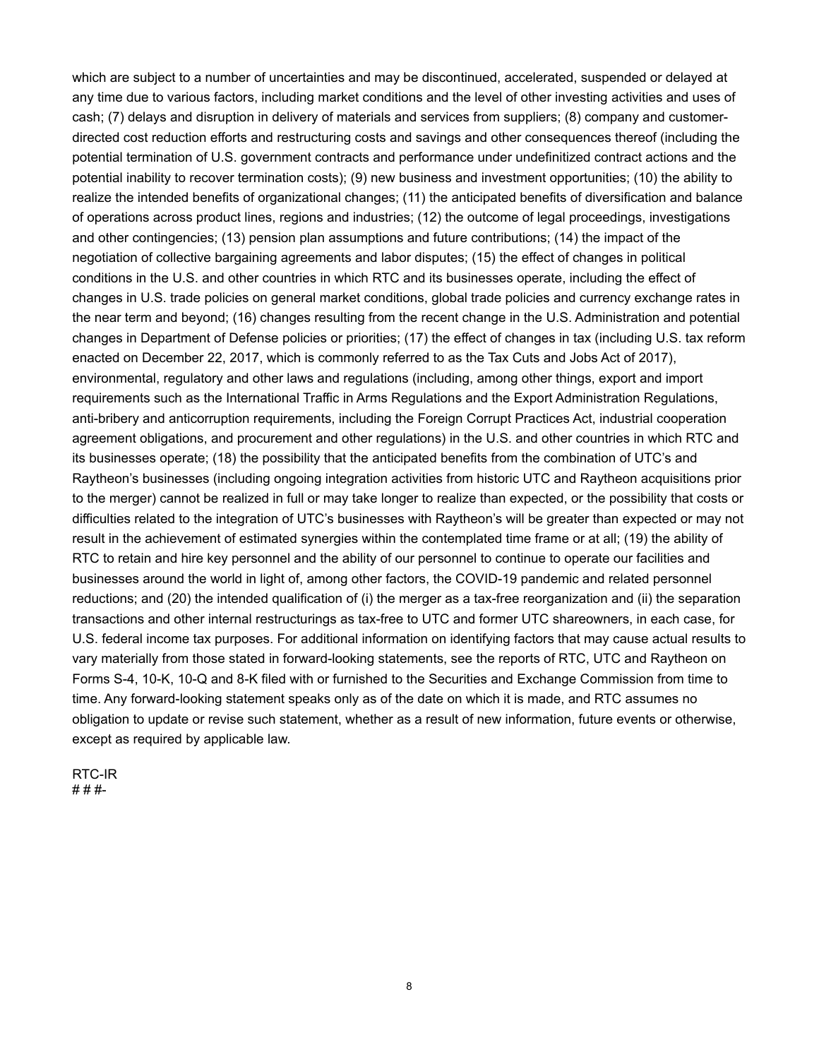which are subject to a number of uncertainties and may be discontinued, accelerated, suspended or delayed at any time due to various factors, including market conditions and the level of other investing activities and uses of cash; (7) delays and disruption in delivery of materials and services from suppliers; (8) company and customer-directed cost reduction efforts and restructuring costs and savings and other consequences thereof (including the potential termination of U.S. government contracts and performance under undefinitized contract actions and the potential inability to recover termination costs); (9) new business and investment opportunities; (10) the ability to realize the intended benefits of organizational changes; (11) the anticipated benefits of diversification and balance of operations across product lines, regions and industries; (12) the outcome of legal proceedings, investigations and other contingencies; (13) pension plan assumptions and future contributions; (14) the impact of the negotiation of collective bargaining agreements and labor disputes; (15) the effect of changes in political conditions in the U.S. and other countries in which RTC and its businesses operate, including the effect of changes in U.S. trade policies on general market conditions, global trade policies and currency exchange rates in the near term and beyond; (16) changes resulting from the recent change in the U.S. Administration and potential changes in Department of Defense policies or priorities; (17) the effect of changes in tax (including U.S. tax reform enacted on December 22, 2017, which is commonly referred to as the Tax Cuts and Jobs Act of 2017), environmental, regulatory and other laws and regulations (including, among other things, export and import requirements such as the International Traffic in Arms Regulations and the Export Administration Regulations, anti-bribery and anticorruption requirements, including the Foreign Corrupt Practices Act, industrial cooperation agreement obligations, and procurement and other regulations) in the U.S. and other countries in which RTC and its businesses operate; (18) the possibility that the anticipated benefits from the combination of UTC's and Raytheon's businesses (including ongoing integration activities from historic UTC and Raytheon acquisitions prior to the merger) cannot be realized in full or may take longer to realize than expected, or the possibility that costs or difficulties related to the integration of UTC's businesses with Raytheon's will be greater than expected or may not result in the achievement of estimated synergies within the contemplated time frame or at all; (19) the ability of RTC to retain and hire key personnel and the ability of our personnel to continue to operate our facilities and businesses around the world in light of, among other factors, the COVID-19 pandemic and related personnel reductions; and (20) the intended qualification of (i) the merger as a tax-free reorganization and (ii) the separation transactions and other internal restructurings as tax-free to UTC and former UTC shareowners, in each case, for U.S. federal income tax purposes. For additional information on identifying factors that may cause actual results to vary materially from those stated in forward-looking statements, see the reports of RTC, UTC and Raytheon on Forms S-4, 10-K, 10-Q and 8-K filed with or furnished to the Securities and Exchange Commission from time to time. Any forward-looking statement speaks only as of the date on which it is made, and RTC assumes no obligation to update or revise such statement, whether as a result of new information, future events or otherwise, except as required by applicable law.

RTC-IR
# # #-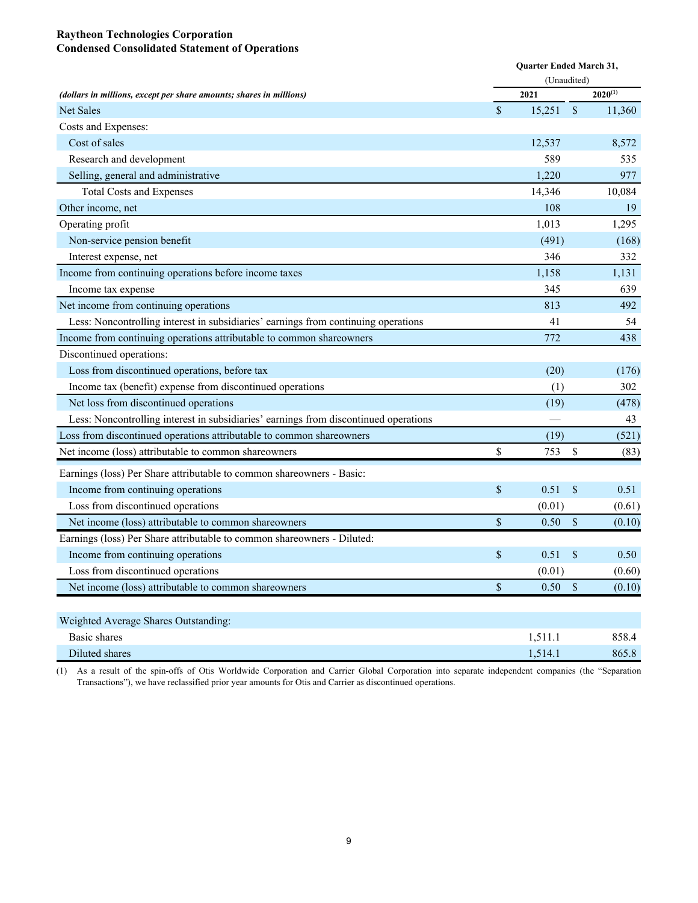**Raytheon Technologies Corporation**
**Condensed Consolidated Statement of Operations**

| *(dollars in millions, except per share amounts; shares in millions)* | Quarter Ended March 31, (Unaudited) 2021 | 2020[(1)] |
|---|---|---|
| Net Sales | $ 15,251 | $ 11,360 |
| Costs and Expenses: | | |
| Cost of sales | 12,537 | 8,572 |
| Research and development | 589 | 535 |
| Selling, general and administrative | 1,220 | 977 |
| Total Costs and Expenses | 14,346 | 10,084 |
| Other income, net | 108 | 19 |
| Operating profit | 1,013 | 1,295 |
| Non-service pension benefit | (491) | (168) |
| Interest expense, net | 346 | 332 |
| Income from continuing operations before income taxes | 1,158 | 1,131 |
| Income tax expense | 345 | 639 |
| Net income from continuing operations | 813 | 492 |
| Less: Noncontrolling interest in subsidiaries' earnings from continuing operations | 41 | 54 |
| Income from continuing operations attributable to common shareowners | 772 | 438 |
| Discontinued operations: | | |
| Loss from discontinued operations, before tax | (20) | (176) |
| Income tax (benefit) expense from discontinued operations | (1) | 302 |
| Net loss from discontinued operations | (19) | (478) |
| Less: Noncontrolling interest in subsidiaries' earnings from discontinued operations | — | 43 |
| Loss from discontinued operations attributable to common shareowners | (19) | (521) |
| Net income (loss) attributable to common shareowners | $ 753 | $ (83) |
| Earnings (loss) Per Share attributable to common shareowners - Basic: | | |
| Income from continuing operations | $ 0.51 | $ 0.51 |
| Loss from discontinued operations | (0.01) | (0.61) |
| Net income (loss) attributable to common shareowners | $ 0.50 | $ (0.10) |
| Earnings (loss) Per Share attributable to common shareowners - Diluted: | | |
| Income from continuing operations | $ 0.51 | $ 0.50 |
| Loss from discontinued operations | (0.01) | (0.60) |
| Net income (loss) attributable to common shareowners | $ 0.50 | $ (0.10) |
| | | |
| Weighted Average Shares Outstanding: | | |
| Basic shares | 1,511.1 | 858.4 |
| Diluted shares | 1,514.1 | 865.8 |

(1) As a result of the spin-offs of Otis Worldwide Corporation and Carrier Global Corporation into separate independent companies (the "Separation Transactions"), we have reclassified prior year amounts for Otis and Carrier as discontinued operations.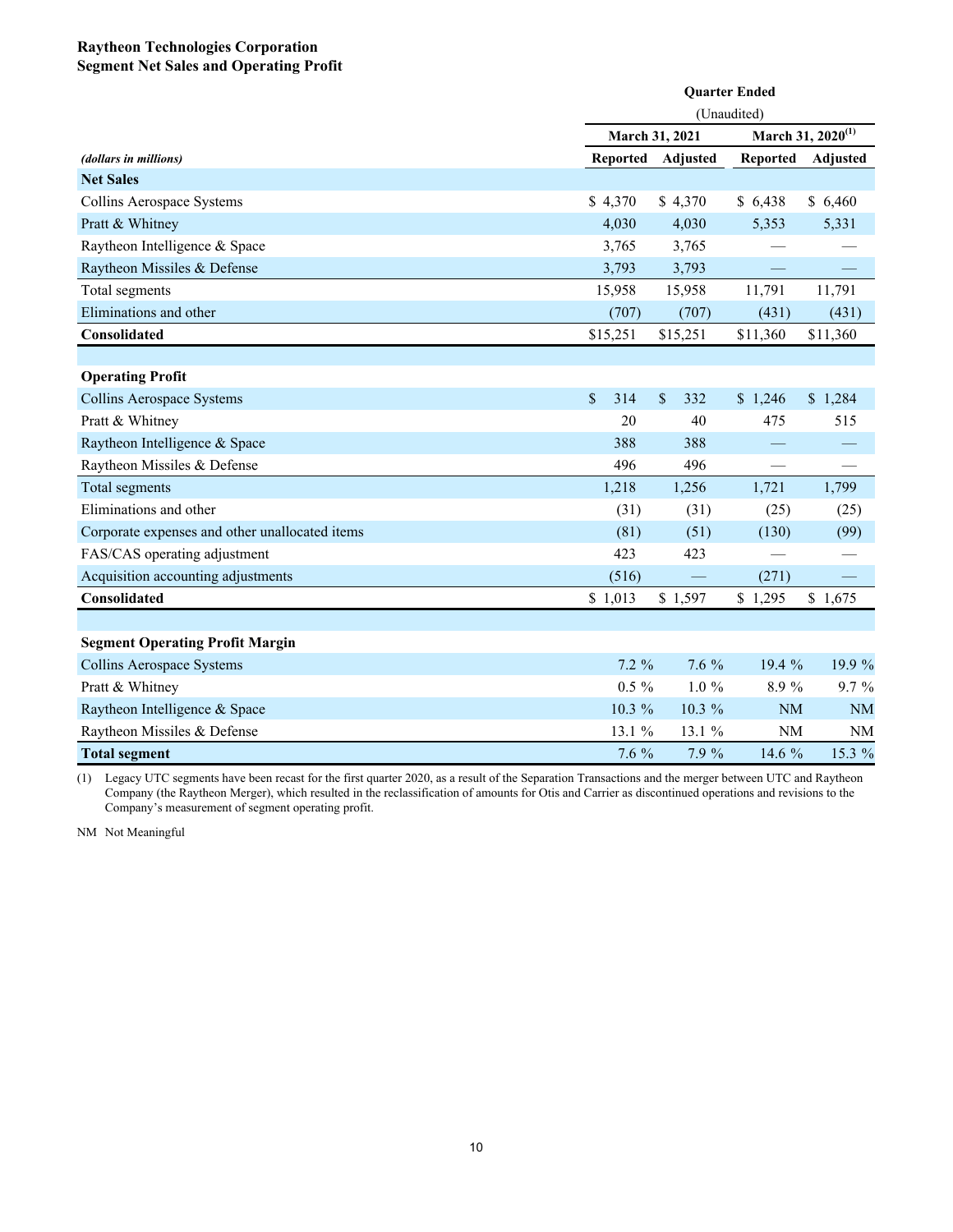**Raytheon Technologies Corporation**
**Segment Net Sales and Operating Profit**

| | Quarter Ended | | | |
|---|---|---|---|---|
| | (Unaudited) | | | |
| | March 31, 2021 | | March 31, 2020[(1)] | |
| *(dollars in millions)* | Reported | Adjusted | Reported | Adjusted |
| **Net Sales** | | | | |
| Collins Aerospace Systems | $ 4,370 | $ 4,370 | $ 6,438 | $ 6,460 |
| Pratt & Whitney | 4,030 | 4,030 | 5,353 | 5,331 |
| Raytheon Intelligence & Space | 3,765 | 3,765 | — | — |
| Raytheon Missiles & Defense | 3,793 | 3,793 | — | — |
| Total segments | 15,958 | 15,958 | 11,791 | 11,791 |
| Eliminations and other | (707) | (707) | (431) | (431) |
| **Consolidated** | $15,251 | $15,251 | $11,360 | $11,360 |
| | | | | |
| **Operating Profit** | | | | |
| Collins Aerospace Systems | $ 314 | $ 332 | $ 1,246 | $ 1,284 |
| Pratt & Whitney | 20 | 40 | 475 | 515 |
| Raytheon Intelligence & Space | 388 | 388 | — | — |
| Raytheon Missiles & Defense | 496 | 496 | — | — |
| Total segments | 1,218 | 1,256 | 1,721 | 1,799 |
| Eliminations and other | (31) | (31) | (25) | (25) |
| Corporate expenses and other unallocated items | (81) | (51) | (130) | (99) |
| FAS/CAS operating adjustment | 423 | 423 | — | — |
| Acquisition accounting adjustments | (516) | — | (271) | — |
| **Consolidated** | $ 1,013 | $ 1,597 | $ 1,295 | $ 1,675 |
| | | | | |
| **Segment Operating Profit Margin** | | | | |
| Collins Aerospace Systems | 7.2 % | 7.6 % | 19.4 % | 19.9 % |
| Pratt & Whitney | 0.5 % | 1.0 % | 8.9 % | 9.7 % |
| Raytheon Intelligence & Space | 10.3 % | 10.3 % | NM | NM |
| Raytheon Missiles & Defense | 13.1 % | 13.1 % | NM | NM |
| **Total segment** | 7.6 % | 7.9 % | 14.6 % | 15.3 % |

(1) Legacy UTC segments have been recast for the first quarter 2020, as a result of the Separation Transactions and the merger between UTC and Raytheon Company (the Raytheon Merger), which resulted in the reclassification of amounts for Otis and Carrier as discontinued operations and revisions to the Company's measurement of segment operating profit.

NM Not Meaningful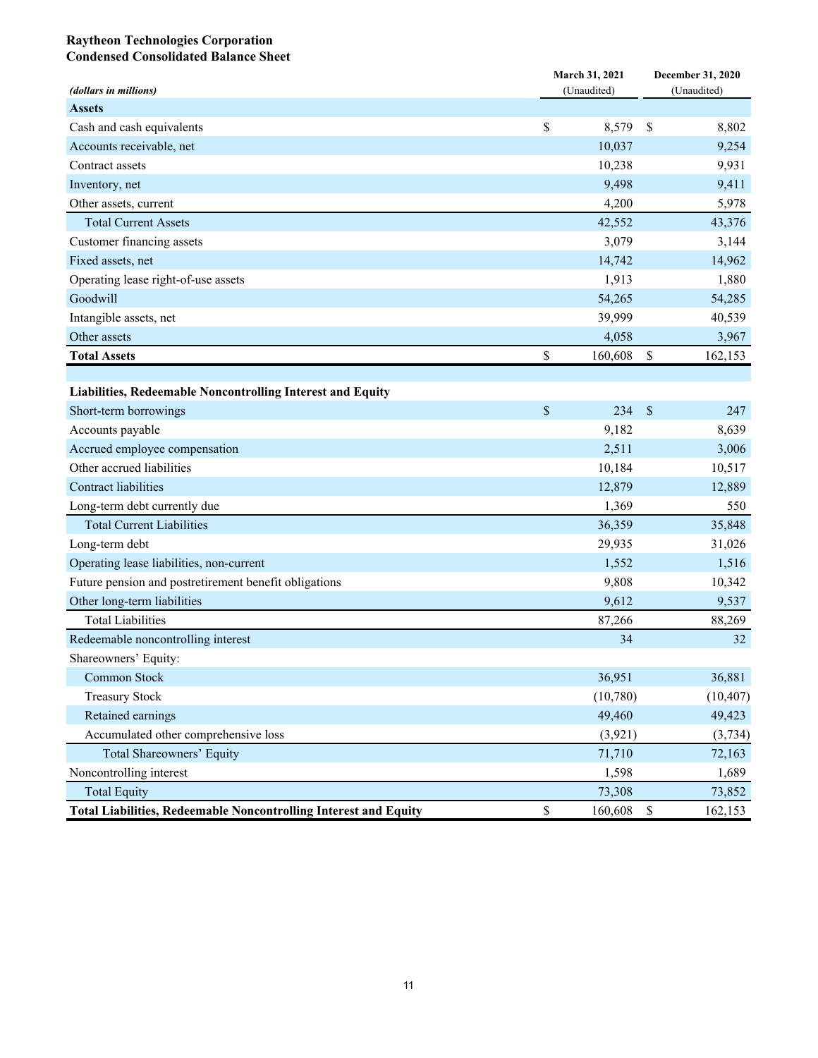**Raytheon Technologies Corporation**
**Condensed Consolidated Balance Sheet**

| *(dollars in millions)* | March 31, 2021 (Unaudited) | December 31, 2020 (Unaudited) |
|---|---|---|
| **Assets** | | |
| Cash and cash equivalents | $ 8,579 | $ 8,802 |
| Accounts receivable, net | 10,037 | 9,254 |
| Contract assets | 10,238 | 9,931 |
| Inventory, net | 9,498 | 9,411 |
| Other assets, current | 4,200 | 5,978 |
| Total Current Assets | 42,552 | 43,376 |
| Customer financing assets | 3,079 | 3,144 |
| Fixed assets, net | 14,742 | 14,962 |
| Operating lease right-of-use assets | 1,913 | 1,880 |
| Goodwill | 54,265 | 54,285 |
| Intangible assets, net | 39,999 | 40,539 |
| Other assets | 4,058 | 3,967 |
| **Total Assets** | $ 160,608 | $ 162,153 |
| | | |
| **Liabilities, Redeemable Noncontrolling Interest and Equity** | | |
| Short-term borrowings | $ 234 | $ 247 |
| Accounts payable | 9,182 | 8,639 |
| Accrued employee compensation | 2,511 | 3,006 |
| Other accrued liabilities | 10,184 | 10,517 |
| Contract liabilities | 12,879 | 12,889 |
| Long-term debt currently due | 1,369 | 550 |
| Total Current Liabilities | 36,359 | 35,848 |
| Long-term debt | 29,935 | 31,026 |
| Operating lease liabilities, non-current | 1,552 | 1,516 |
| Future pension and postretirement benefit obligations | 9,808 | 10,342 |
| Other long-term liabilities | 9,612 | 9,537 |
| Total Liabilities | 87,266 | 88,269 |
| Redeemable noncontrolling interest | 34 | 32 |
| Shareowners' Equity: | | |
| Common Stock | 36,951 | 36,881 |
| Treasury Stock | (10,780) | (10,407) |
| Retained earnings | 49,460 | 49,423 |
| Accumulated other comprehensive loss | (3,921) | (3,734) |
| Total Shareowners' Equity | 71,710 | 72,163 |
| Noncontrolling interest | 1,598 | 1,689 |
| Total Equity | 73,308 | 73,852 |
| **Total Liabilities, Redeemable Noncontrolling Interest and Equity** | $ 160,608 | $ 162,153 |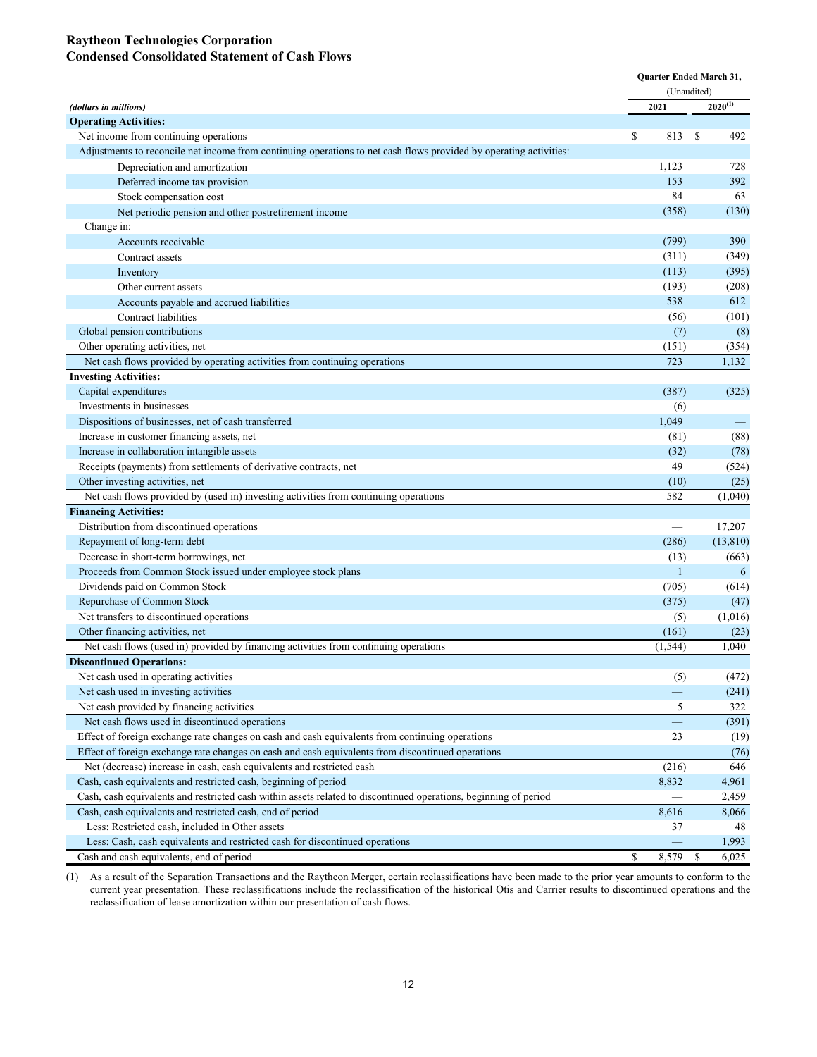**Raytheon Technologies Corporation**
**Condensed Consolidated Statement of Cash Flows**

| *(dollars in millions)* | Quarter Ended March 31, (Unaudited) 2021 | 2020[(1)] |
|---|---|---|
| **Operating Activities:** | | |
| Net income from continuing operations | $ 813 | $ 492 |
| Adjustments to reconcile net income from continuing operations to net cash flows provided by operating activities: | | |
| Depreciation and amortization | 1,123 | 728 |
| Deferred income tax provision | 153 | 392 |
| Stock compensation cost | 84 | 63 |
| Net periodic pension and other postretirement income | (358) | (130) |
| Change in: | | |
| Accounts receivable | (799) | 390 |
| Contract assets | (311) | (349) |
| Inventory | (113) | (395) |
| Other current assets | (193) | (208) |
| Accounts payable and accrued liabilities | 538 | 612 |
| Contract liabilities | (56) | (101) |
| Global pension contributions | (7) | (8) |
| Other operating activities, net | (151) | (354) |
| Net cash flows provided by operating activities from continuing operations | 723 | 1,132 |
| **Investing Activities:** | | |
| Capital expenditures | (387) | (325) |
| Investments in businesses | (6) | — |
| Dispositions of businesses, net of cash transferred | 1,049 | — |
| Increase in customer financing assets, net | (81) | (88) |
| Increase in collaboration intangible assets | (32) | (78) |
| Receipts (payments) from settlements of derivative contracts, net | 49 | (524) |
| Other investing activities, net | (10) | (25) |
| Net cash flows provided by (used in) investing activities from continuing operations | 582 | (1,040) |
| **Financing Activities:** | | |
| Distribution from discontinued operations | — | 17,207 |
| Repayment of long-term debt | (286) | (13,810) |
| Decrease in short-term borrowings, net | (13) | (663) |
| Proceeds from Common Stock issued under employee stock plans | 1 | 6 |
| Dividends paid on Common Stock | (705) | (614) |
| Repurchase of Common Stock | (375) | (47) |
| Net transfers to discontinued operations | (5) | (1,016) |
| Other financing activities, net | (161) | (23) |
| Net cash flows (used in) provided by financing activities from continuing operations | (1,544) | 1,040 |
| **Discontinued Operations:** | | |
| Net cash used in operating activities | (5) | (472) |
| Net cash used in investing activities | — | (241) |
| Net cash provided by financing activities | 5 | 322 |
| Net cash flows used in discontinued operations | — | (391) |
| Effect of foreign exchange rate changes on cash and cash equivalents from continuing operations | 23 | (19) |
| Effect of foreign exchange rate changes on cash and cash equivalents from discontinued operations | — | (76) |
| Net (decrease) increase in cash, cash equivalents and restricted cash | (216) | 646 |
| Cash, cash equivalents and restricted cash, beginning of period | 8,832 | 4,961 |
| Cash, cash equivalents and restricted cash within assets related to discontinued operations, beginning of period | — | 2,459 |
| Cash, cash equivalents and restricted cash, end of period | 8,616 | 8,066 |
| Less: Restricted cash, included in Other assets | 37 | 48 |
| Less: Cash, cash equivalents and restricted cash for discontinued operations | — | 1,993 |
| Cash and cash equivalents, end of period | $ 8,579 | $ 6,025 |

(1) As a result of the Separation Transactions and the Raytheon Merger, certain reclassifications have been made to the prior year amounts to conform to the current year presentation. These reclassifications include the reclassification of the historical Otis and Carrier results to discontinued operations and the reclassification of lease amortization within our presentation of cash flows.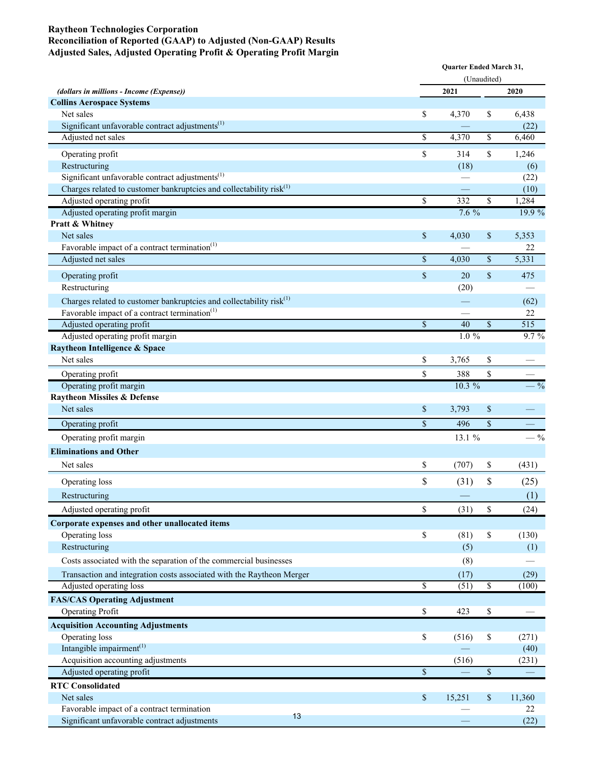**Raytheon Technologies Corporation**
**Reconciliation of Reported (GAAP) to Adjusted (Non-GAAP) Results**
**Adjusted Sales, Adjusted Operating Profit & Operating Profit Margin**

| *(dollars in millions - Income (Expense))* | Quarter Ended March 31, (Unaudited) 2021 | 2020 |
|---|---|---|
| **Collins Aerospace Systems** | | |
| Net sales | $ 4,370 | $ 6,438 |
| Significant unfavorable contract adjustments[(1)] | — | (22) |
| Adjusted net sales | $ 4,370 | $ 6,460 |
| Operating profit | $ 314 | $ 1,246 |
| Restructuring | (18) | (6) |
| Significant unfavorable contract adjustments[(1)] | — | (22) |
| Charges related to customer bankruptcies and collectability risk[(1)] | — | (10) |
| Adjusted operating profit | $ 332 | $ 1,284 |
| Adjusted operating profit margin | 7.6 % | 19.9 % |
| **Pratt & Whitney** | | |
| Net sales | $ 4,030 | $ 5,353 |
| Favorable impact of a contract termination[(1)] | — | 22 |
| Adjusted net sales | $ 4,030 | $ 5,331 |
| Operating profit | $ 20 | $ 475 |
| Restructuring | (20) | — |
| Charges related to customer bankruptcies and collectability risk[(1)] | — | (62) |
| Favorable impact of a contract termination[(1)] | — | 22 |
| Adjusted operating profit | $ 40 | $ 515 |
| Adjusted operating profit margin | 1.0 % | 9.7 % |
| **Raytheon Intelligence & Space** | | |
| Net sales | $ 3,765 | $ — |
| Operating profit | $ 388 | $ — |
| Operating profit margin | 10.3 % | — % |
| **Raytheon Missiles & Defense** | | |
| Net sales | $ 3,793 | $ — |
| Operating profit | $ 496 | $ — |
| Operating profit margin | 13.1 % | — % |
| **Eliminations and Other** | | |
| Net sales | $ (707) | $ (431) |
| Operating loss | $ (31) | $ (25) |
| Restructuring | — | (1) |
| Adjusted operating profit | $ (31) | $ (24) |
| **Corporate expenses and other unallocated items** | | |
| Operating loss | $ (81) | $ (130) |
| Restructuring | (5) | (1) |
| Costs associated with the separation of the commercial businesses | (8) | — |
| Transaction and integration costs associated with the Raytheon Merger | (17) | (29) |
| Adjusted operating loss | $ (51) | $ (100) |
| **FAS/CAS Operating Adjustment** | | |
| Operating Profit | $ 423 | $ — |
| **Acquisition Accounting Adjustments** | | |
| Operating loss | $ (516) | $ (271) |
| Intangible impairment[(1)] | — | (40) |
| Acquisition accounting adjustments | (516) | (231) |
| Adjusted operating profit | $ — | $ — |
| **RTC Consolidated** | | |
| Net sales | $ 15,251 | $ 11,360 |
| Favorable impact of a contract termination | — | 22 |
| Significant unfavorable contract adjustments | — | (22) |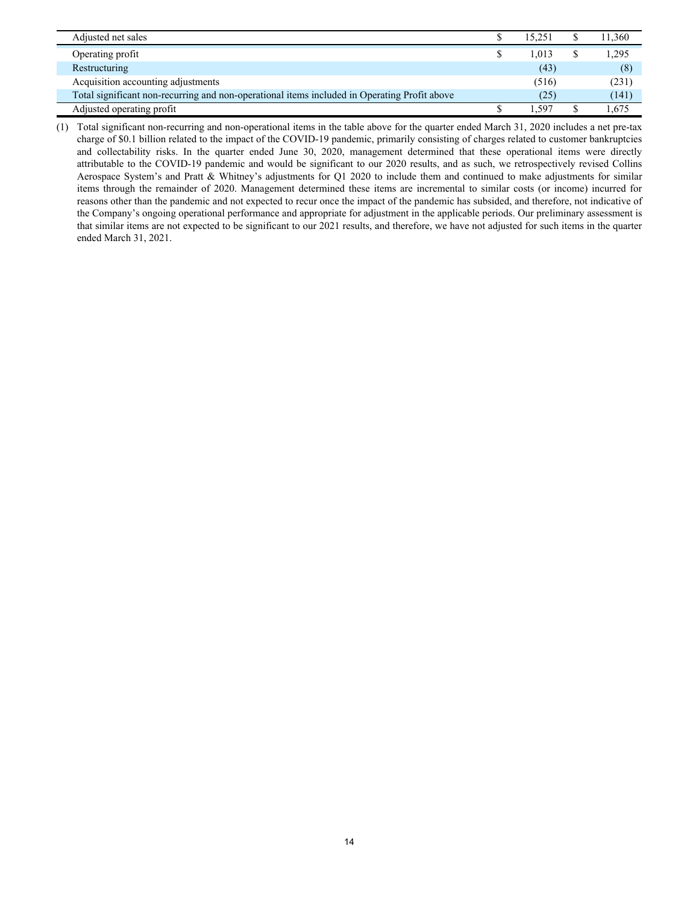| | | |
|---|---|---|
| Adjusted net sales | $ 15,251 | $ 11,360 |
| Operating profit | $ 1,013 | $ 1,295 |
| Restructuring | (43) | (8) |
| Acquisition accounting adjustments | (516) | (231) |
| Total significant non-recurring and non-operational items included in Operating Profit above | (25) | (141) |
| Adjusted operating profit | $ 1,597 | $ 1,675 |

(1) Total significant non-recurring and non-operational items in the table above for the quarter ended March 31, 2020 includes a net pre-tax charge of $0.1 billion related to the impact of the COVID-19 pandemic, primarily consisting of charges related to customer bankruptcies and collectability risks. In the quarter ended June 30, 2020, management determined that these operational items were directly attributable to the COVID-19 pandemic and would be significant to our 2020 results, and as such, we retrospectively revised Collins Aerospace System's and Pratt & Whitney's adjustments for Q1 2020 to include them and continued to make adjustments for similar items through the remainder of 2020. Management determined these items are incremental to similar costs (or income) incurred for reasons other than the pandemic and not expected to recur once the impact of the pandemic has subsided, and therefore, not indicative of the Company's ongoing operational performance and appropriate for adjustment in the applicable periods. Our preliminary assessment is that similar items are not expected to be significant to our 2021 results, and therefore, we have not adjusted for such items in the quarter ended March 31, 2021.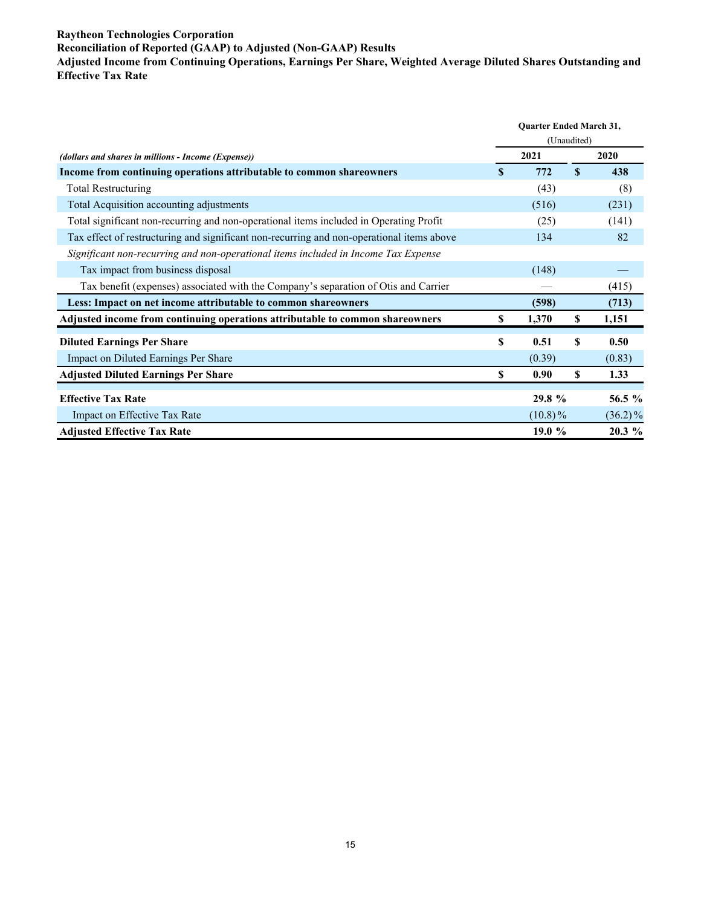**Raytheon Technologies Corporation**

**Reconciliation of Reported (GAAP) to Adjusted (Non-GAAP) Results**

**Adjusted Income from Continuing Operations, Earnings Per Share, Weighted Average Diluted Shares Outstanding and Effective Tax Rate**

| *(dollars and shares in millions - Income (Expense))* | Quarter Ended March 31, (Unaudited) 2021 | 2020 |
|---|---|---|
| **Income from continuing operations attributable to common shareowners** | **$ 772** | **$ 438** |
| Total Restructuring | (43) | (8) |
| Total Acquisition accounting adjustments | (516) | (231) |
| Total significant non-recurring and non-operational items included in Operating Profit | (25) | (141) |
| Tax effect of restructuring and significant non-recurring and non-operational items above | 134 | 82 |
| *Significant non-recurring and non-operational items included in Income Tax Expense* | | |
| Tax impact from business disposal | (148) | — |
| Tax benefit (expenses) associated with the Company's separation of Otis and Carrier | — | (415) |
| **Less: Impact on net income attributable to common shareowners** | **(598)** | **(713)** |
| **Adjusted income from continuing operations attributable to common shareowners** | **$ 1,370** | **$ 1,151** |
| | | |
| **Diluted Earnings Per Share** | **$ 0.51** | **$ 0.50** |
| Impact on Diluted Earnings Per Share | (0.39) | (0.83) |
| **Adjusted Diluted Earnings Per Share** | **$ 0.90** | **$ 1.33** |
| | | |
| **Effective Tax Rate** | **29.8 %** | **56.5 %** |
| Impact on Effective Tax Rate | (10.8)% | (36.2)% |
| **Adjusted Effective Tax Rate** | **19.0 %** | **20.3 %** |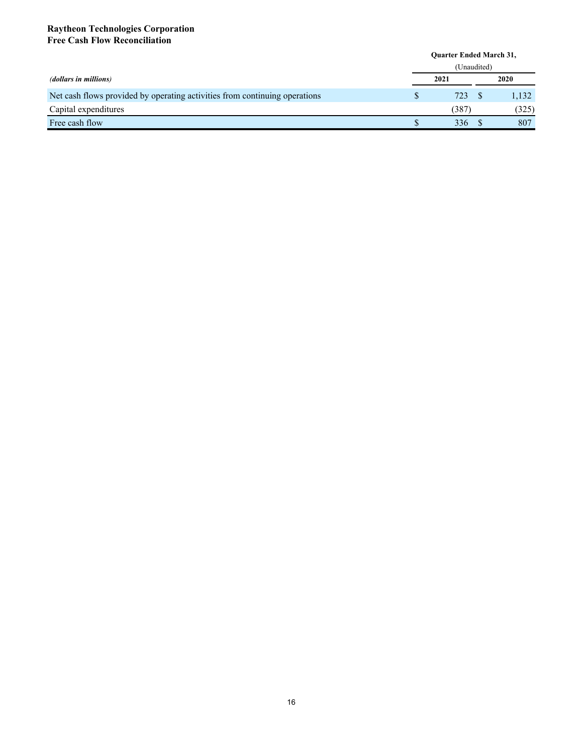**Raytheon Technologies Corporation**
**Free Cash Flow Reconciliation**

| *(dollars in millions)* | Quarter Ended March 31, (Unaudited) 2021 | 2020 |
|---|---|---|
| Net cash flows provided by operating activities from continuing operations | $ 723 | $ 1,132 |
| Capital expenditures | (387) | (325) |
| Free cash flow | $ 336 | $ 807 |